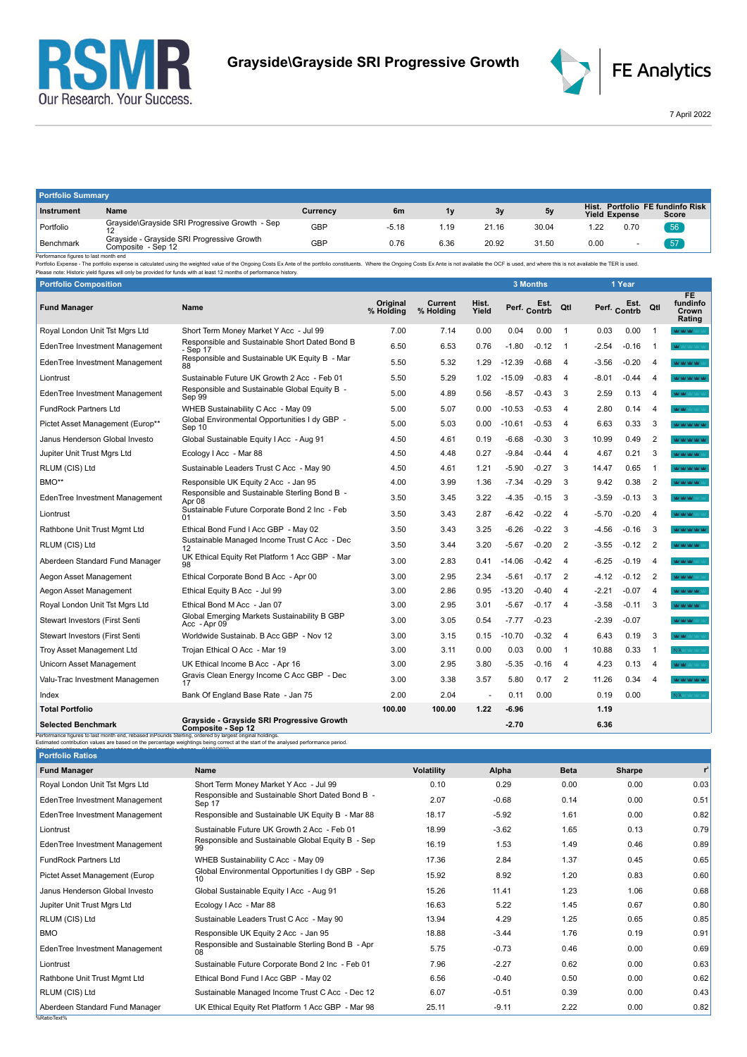# Grayside\Grayside SRI Progressive Growth

FE Analytics

7 April 2022

## Portfolio Summary

| Instrument | Name | Currency | 6m | 1y | 3y | 5y | Hist. Yield | Portfolio Expense | FE fundinfo Risk Score |
|---|---|---|---|---|---|---|---|---|---|
| Portfolio | Grayside\Grayside SRI Progressive Growth - Sep 12 | GBP | -5.18 | 1.19 | 21.16 | 30.04 | 1.22 | 0.70 | 56 |
| Benchmark | Grayside - Grayside SRI Progressive Growth Composite - Sep 12 | GBP | 0.76 | 6.36 | 20.92 | 31.50 | 0.00 | - | 57 |

Performance figures to last month end

Portfolio Expense - The portfolio expense is calculated using the weighted value of the Ongoing Costs Ex Ante of the portfolio constituents. Where the Ongoing Costs Ex Ante is not available the OCF is used, and where this is not available the TER is used.

Please note: Historic yield figures will only be provided for funds with at least 12 months of performance history.

## Portfolio Composition

| Fund Manager | Name | Original % Holding | Current % Holding | Hist. Yield | 3 Months Perf. | 3 Months Est. Contrb | 3 Months Qtl | 1 Year Perf. | 1 Year Est. Contrb | 1 Year Qtl | FE fundinfo Crown Rating |
|---|---|---|---|---|---|---|---|---|---|---|---|
| Royal London Unit Tst Mgrs Ltd | Short Term Money Market Y Acc - Jul 99 | 7.00 | 7.14 | 0.00 | 0.04 | 0.00 | 1 | 0.03 | 0.00 | 1 | |
| EdenTree Investment Management | Responsible and Sustainable Short Dated Bond B - Sep 17 | 6.50 | 6.53 | 0.76 | -1.80 | -0.12 | 1 | -2.54 | -0.16 | 1 | |
| EdenTree Investment Management | Responsible and Sustainable UK Equity B - Mar 88 | 5.50 | 5.32 | 1.29 | -12.39 | -0.68 | 4 | -3.56 | -0.20 | 4 | |
| Liontrust | Sustainable Future UK Growth 2 Acc - Feb 01 | 5.50 | 5.29 | 1.02 | -15.09 | -0.83 | 4 | -8.01 | -0.44 | 4 | |
| EdenTree Investment Management | Responsible and Sustainable Global Equity B - Sep 99 | 5.00 | 4.89 | 0.56 | -8.57 | -0.43 | 3 | 2.59 | 0.13 | 4 | |
| FundRock Partners Ltd | WHEB Sustainability C Acc - May 09 | 5.00 | 5.07 | 0.00 | -10.53 | -0.53 | 4 | 2.80 | 0.14 | 4 | |
| Pictet Asset Management (Europ** | Global Environmental Opportunities I dy GBP - Sep 10 | 5.00 | 5.03 | 0.00 | -10.61 | -0.53 | 4 | 6.63 | 0.33 | 3 | |
| Janus Henderson Global Investo | Global Sustainable Equity I Acc - Aug 91 | 4.50 | 4.61 | 0.19 | -6.68 | -0.30 | 3 | 10.99 | 0.49 | 2 | |
| Jupiter Unit Trust Mgrs Ltd | Ecology I Acc - Mar 88 | 4.50 | 4.48 | 0.27 | -9.84 | -0.44 | 4 | 4.67 | 0.21 | 3 | |
| RLUM (CIS) Ltd | Sustainable Leaders Trust C Acc - May 90 | 4.50 | 4.61 | 1.21 | -5.90 | -0.27 | 3 | 14.47 | 0.65 | 1 | |
| BMO** | Responsible UK Equity 2 Acc - Jan 95 | 4.00 | 3.99 | 1.36 | -7.34 | -0.29 | 3 | 9.42 | 0.38 | 2 | |
| EdenTree Investment Management | Responsible and Sustainable Sterling Bond B - Apr 08 | 3.50 | 3.45 | 3.22 | -4.35 | -0.15 | 3 | -3.59 | -0.13 | 3 | |
| Liontrust | Sustainable Future Corporate Bond 2 Inc - Feb 01 | 3.50 | 3.43 | 2.87 | -6.42 | -0.22 | 4 | -5.70 | -0.20 | 4 | |
| Rathbone Unit Trust Mgmt Ltd | Ethical Bond Fund I Acc GBP - May 02 | 3.50 | 3.43 | 3.25 | -6.26 | -0.22 | 3 | -4.56 | -0.16 | 3 | |
| RLUM (CIS) Ltd | Sustainable Managed Income Trust C Acc - Dec 12 | 3.50 | 3.44 | 3.20 | -5.67 | -0.20 | 2 | -3.55 | -0.12 | 2 | |
| Aberdeen Standard Fund Manager | UK Ethical Equity Ret Platform 1 Acc GBP - Mar 98 | 3.00 | 2.83 | 0.41 | -14.06 | -0.42 | 4 | -6.25 | -0.19 | 4 | |
| Aegon Asset Management | Ethical Corporate Bond B Acc - Apr 00 | 3.00 | 2.95 | 2.34 | -5.61 | -0.17 | 2 | -4.12 | -0.12 | 2 | |
| Aegon Asset Management | Ethical Equity B Acc - Jul 99 | 3.00 | 2.86 | 0.95 | -13.20 | -0.40 | 4 | -2.21 | -0.07 | 4 | |
| Royal London Unit Tst Mgrs Ltd | Ethical Bond M Acc - Jan 07 | 3.00 | 2.95 | 3.01 | -5.67 | -0.17 | 4 | -3.58 | -0.11 | 3 | |
| Stewart Investors (First Senti | Global Emerging Markets Sustainability B GBP Acc - Apr 09 | 3.00 | 3.05 | 0.54 | -7.77 | -0.23 | | -2.39 | -0.07 | | |
| Stewart Investors (First Senti | Worldwide Sustainab. B Acc GBP - Nov 12 | 3.00 | 3.15 | 0.15 | -10.70 | -0.32 | 4 | 6.43 | 0.19 | 3 | |
| Troy Asset Management Ltd | Trojan Ethical O Acc - Mar 19 | 3.00 | 3.11 | 0.00 | 0.03 | 0.00 | 1 | 10.88 | 0.33 | 1 | N/A |
| Unicorn Asset Management | UK Ethical Income B Acc - Apr 16 | 3.00 | 2.95 | 3.80 | -5.35 | -0.16 | 4 | 4.23 | 0.13 | 4 | |
| Valu-Trac Investment Managemen | Gravis Clean Energy Income C Acc GBP - Dec 17 | 3.00 | 3.38 | 3.57 | 5.80 | 0.17 | 2 | 11.26 | 0.34 | 4 | |
| Index | Bank Of England Base Rate - Jan 75 | 2.00 | 2.04 | - | 0.11 | 0.00 | | 0.19 | 0.00 | | N/A |
| **Total Portfolio** | | **100.00** | **100.00** | **1.22** | **-6.96** | | | **1.19** | | | |
| **Selected Benchmark** | **Grayside - Grayside SRI Progressive Growth Composite - Sep 12** | | | | **-2.70** | | | **6.36** | | | |

Performance figures to last month end, rebased in Pounds Sterling, ordered by largest original holdings.
Estimated contribution values are based on the percentage weightings being correct at the start of the analysed performance period.

## Portfolio Ratios

| Fund Manager | Name | Volatility | Alpha | Beta | Sharpe | $r^2$ |
|---|---|---|---|---|---|---|
| Royal London Unit Tst Mgrs Ltd | Short Term Money Market Y Acc - Jul 99 | 0.10 | 0.29 | 0.00 | 0.00 | 0.03 |
| EdenTree Investment Management | Responsible and Sustainable Short Dated Bond B - Sep 17 | 2.07 | -0.68 | 0.14 | 0.00 | 0.51 |
| EdenTree Investment Management | Responsible and Sustainable UK Equity B - Mar 88 | 18.17 | -5.92 | 1.61 | 0.00 | 0.82 |
| Liontrust | Sustainable Future UK Growth 2 Acc - Feb 01 | 18.99 | -3.62 | 1.65 | 0.13 | 0.79 |
| EdenTree Investment Management | Responsible and Sustainable Global Equity B - Sep 99 | 16.19 | 1.53 | 1.49 | 0.46 | 0.89 |
| FundRock Partners Ltd | WHEB Sustainability C Acc - May 09 | 17.36 | 2.84 | 1.37 | 0.45 | 0.65 |
| Pictet Asset Management (Europ | Global Environmental Opportunities I dy GBP - Sep 10 | 15.92 | 8.92 | 1.20 | 0.83 | 0.60 |
| Janus Henderson Global Investo | Global Sustainable Equity I Acc - Aug 91 | 15.26 | 11.41 | 1.23 | 1.06 | 0.68 |
| Jupiter Unit Trust Mgrs Ltd | Ecology I Acc - Mar 88 | 16.63 | 5.22 | 1.45 | 0.67 | 0.80 |
| RLUM (CIS) Ltd | Sustainable Leaders Trust C Acc - May 90 | 13.94 | 4.29 | 1.25 | 0.65 | 0.85 |
| BMO | Responsible UK Equity 2 Acc - Jan 95 | 18.88 | -3.44 | 1.76 | 0.19 | 0.91 |
| EdenTree Investment Management | Responsible and Sustainable Sterling Bond B - Apr 08 | 5.75 | -0.73 | 0.46 | 0.00 | 0.69 |
| Liontrust | Sustainable Future Corporate Bond 2 Inc - Feb 01 | 7.96 | -2.27 | 0.62 | 0.00 | 0.63 |
| Rathbone Unit Trust Mgmt Ltd | Ethical Bond Fund I Acc GBP - May 02 | 6.56 | -0.40 | 0.50 | 0.00 | 0.62 |
| RLUM (CIS) Ltd | Sustainable Managed Income Trust C Acc - Dec 12 | 6.07 | -0.51 | 0.39 | 0.00 | 0.43 |
| Aberdeen Standard Fund Manager | UK Ethical Equity Ret Platform 1 Acc GBP - Mar 98 | 25.11 | -9.11 | 2.22 | 0.00 | 0.82 |

%RatioText%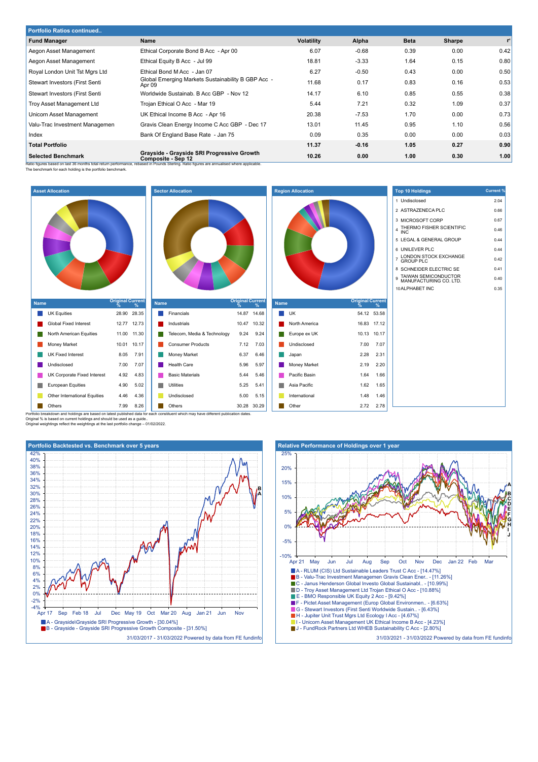## Portfolio Ratios continued..

| Fund Manager | Name | Volatility | Alpha | Beta | Sharpe | r² |
|---|---|---|---|---|---|---|
| Aegon Asset Management | Ethical Corporate Bond B Acc - Apr 00 | 6.07 | -0.68 | 0.39 | 0.00 | 0.42 |
| Aegon Asset Management | Ethical Equity B Acc - Jul 99 | 18.81 | -3.33 | 1.64 | 0.15 | 0.80 |
| Royal London Unit Tst Mgrs Ltd | Ethical Bond M Acc - Jan 07 | 6.27 | -0.50 | 0.43 | 0.00 | 0.50 |
| Stewart Investors (First Senti | Global Emerging Markets Sustainability B GBP Acc - Apr 09 | 11.68 | 0.17 | 0.83 | 0.16 | 0.53 |
| Stewart Investors (First Senti | Worldwide Sustainab. B Acc GBP - Nov 12 | 14.17 | 6.10 | 0.85 | 0.55 | 0.38 |
| Troy Asset Management Ltd | Trojan Ethical O Acc - Mar 19 | 5.44 | 7.21 | 0.32 | 1.09 | 0.37 |
| Unicorn Asset Management | UK Ethical Income B Acc - Apr 16 | 20.38 | -7.53 | 1.70 | 0.00 | 0.73 |
| Valu-Trac Investment Managemen | Gravis Clean Energy Income C Acc GBP - Dec 17 | 13.01 | 11.45 | 0.95 | 1.10 | 0.56 |
| Index | Bank Of England Base Rate - Jan 75 | 0.09 | 0.35 | 0.00 | 0.00 | 0.03 |
| **Total Portfolio** | | **11.37** | **-0.16** | **1.05** | **0.27** | **0.90** |
| **Selected Benchmark** | **Grayside - Grayside SRI Progressive Growth Composite - Sep 12** | **10.26** | **0.00** | **1.00** | **0.30** | **1.00** |

Ratio figures based on last 36 months total return performance, rebased in Pounds Sterling. Ratio figures are annualised where applicable.
The benchmark for each holding is the portfolio benchmark.

### Asset Allocation

| Name | Original % | Current % |
|---|---|---|
| UK Equities | 28.90 | 28.35 |
| Global Fixed Interest | 12.77 | 12.73 |
| North American Equities | 11.00 | 11.30 |
| Money Market | 10.01 | 10.17 |
| UK Fixed Interest | 8.05 | 7.91 |
| Undisclosed | 7.00 | 7.07 |
| UK Corporate Fixed Interest | 4.92 | 4.83 |
| European Equities | 4.90 | 5.02 |
| Other International Equities | 4.46 | 4.36 |
| Others | 7.99 | 8.26 |

### Sector Allocation

| Name | Original % | Current % |
|---|---|---|
| Financials | 14.87 | 14.68 |
| Industrials | 10.47 | 10.32 |
| Telecom, Media & Technology | 9.24 | 9.24 |
| Consumer Products | 7.12 | 7.03 |
| Money Market | 6.37 | 6.46 |
| Health Care | 5.96 | 5.97 |
| Basic Materials | 5.44 | 5.46 |
| Utilities | 5.25 | 5.41 |
| Undisclosed | 5.00 | 5.15 |
| Others | 30.28 | 30.29 |

### Region Allocation

| Name | Original % | Current % |
|---|---|---|
| UK | 54.12 | 53.58 |
| North America | 16.83 | 17.12 |
| Europe ex UK | 10.13 | 10.17 |
| Undisclosed | 7.00 | 7.07 |
| Japan | 2.28 | 2.31 |
| Money Market | 2.19 | 2.20 |
| Pacific Basin | 1.64 | 1.66 |
| Asia Pacific | 1.62 | 1.65 |
| International | 1.48 | 1.46 |
| Other | 2.72 | 2.78 |

### Top 10 Holdings

| | Name | Current % |
|---|---|---|
| 1 | Undisclosed | 2.04 |
| 2 | ASTRAZENECA PLC | 0.66 |
| 3 | MICROSOFT CORP | 0.67 |
| 4 | THERMO FISHER SCIENTIFIC INC | 0.46 |
| 5 | LEGAL & GENERAL GROUP | 0.44 |
| 6 | UNILEVER PLC | 0.44 |
| 7 | LONDON STOCK EXCHANGE GROUP PLC | 0.42 |
| 8 | SCHNEIDER ELECTRIC SE | 0.41 |
| 9 | TAIWAN SEMICONDUCTOR MANUFACTURING CO. LTD. | 0.40 |
| 10 | ALPHABET INC | 0.35 |

Portfolio breakdown and holdings are based on latest published data for each constituent which may have different publication dates.
Original % is based on current holdings and should be used as a guide..
Original weightings reflect the weightings at the last portfolio change – 01/02/2022.

### Portfolio Backtested vs. Benchmark over 5 years

- A - Grayside\Grayside SRI Progressive Growth - [30.04%]
- B - Grayside - Grayside SRI Progressive Growth Composite - [31.50%]

31/03/2017 - 31/03/2022 Powered by data from FE fundinfo

### Relative Performance of Holdings over 1 year

- A - RLUM (CIS) Ltd Sustainable Leaders Trust C Acc - [14.47%]
- B - Valu-Trac Investment Managemen Gravis Clean Ener.. - [11.26%]
- C - Janus Henderson Global Investo Global Sustainabl.. - [10.99%]
- D - Troy Asset Management Ltd Trojan Ethical O Acc - [10.88%]
- E - BMO Responsible UK Equity 2 Acc - [9.42%]
- F - Pictet Asset Management (Europ Global Environmen.. - [6.63%]
- G - Stewart Investors (First Senti Worldwide Sustain.. - [6.43%]
- H - Jupiter Unit Trust Mgrs Ltd Ecology I Acc - [4.67%]
- I - Unicorn Asset Management UK Ethical Income B Acc - [4.23%]
- J - FundRock Partners Ltd WHEB Sustainability C Acc - [2.80%]

31/03/2021 - 31/03/2022 Powered by data from FE fundinfo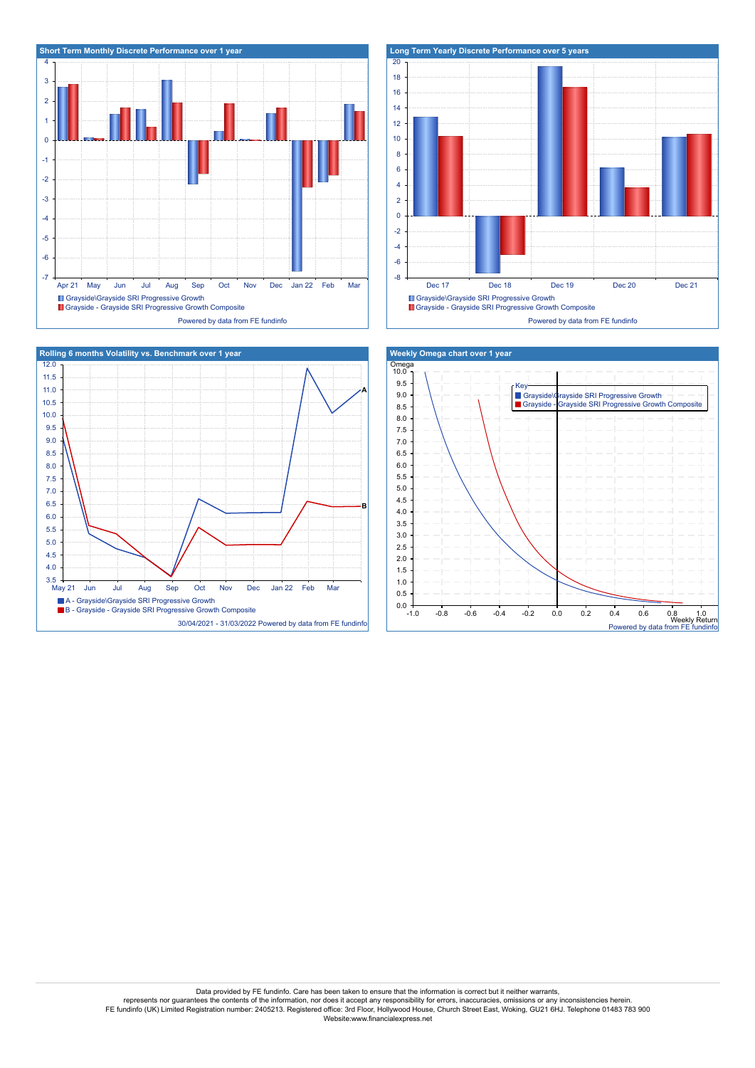## Short Term Monthly Discrete Performance over 1 year

4
3
2
1
0
-1
-2
-3
-4
-5
-6
-7

Apr 21 May Jun Jul Aug Sep Oct Nov Dec Jan 22 Feb Mar

Grayside\Grayside SRI Progressive Growth
Grayside - Grayside SRI Progressive Growth Composite

Powered by data from FE fundinfo

## Long Term Yearly Discrete Performance over 5 years

20
18
16
14
12
10
8
6
4
2
0
-2
-4
-6
-8

Dec 17 Dec 18 Dec 19 Dec 20 Dec 21

Grayside\Grayside SRI Progressive Growth
Grayside - Grayside SRI Progressive Growth Composite

Powered by data from FE fundinfo

## Rolling 6 months Volatility vs. Benchmark over 1 year

12.0
11.5
11.0
10.5
10.0
9.5
9.0
8.5
8.0
7.5
7.0
6.5
6.0
5.5
5.0
4.5
4.0
3.5

A
B

May 21 Jun Jul Aug Sep Oct Nov Dec Jan 22 Feb Mar

A - Grayside\Grayside SRI Progressive Growth
B - Grayside - Grayside SRI Progressive Growth Composite

30/04/2021 - 31/03/2022 Powered by data from FE fundinfo

## Weekly Omega chart over 1 year

Omega

10.0
9.5
9.0
8.5
8.0
7.5
7.0
6.5
6.0
5.5
5.0
4.5
4.0
3.5
3.0
2.5
2.0
1.5
1.0
0.5
0.0

-1.0 -0.8 -0.6 -0.4 -0.2 0.0 0.2 0.4 0.6 0.8 1.0

Weekly Return

Key
Grayside\Grayside SRI Progressive Growth
Grayside - Grayside SRI Progressive Growth Composite

Powered by data from FE fundinfo

Data provided by FE fundinfo. Care has been taken to ensure that the information is correct but it neither warrants, represents nor guarantees the contents of the information, nor does it accept any responsibility for errors, inaccuracies, omissions or any inconsistencies herein.
FE fundinfo (UK) Limited Registration number: 2405213. Registered office: 3rd Floor, Hollywood House, Church Street East, Woking, GU21 6HJ. Telephone 01483 783 900
Website:www.financialexpress.net